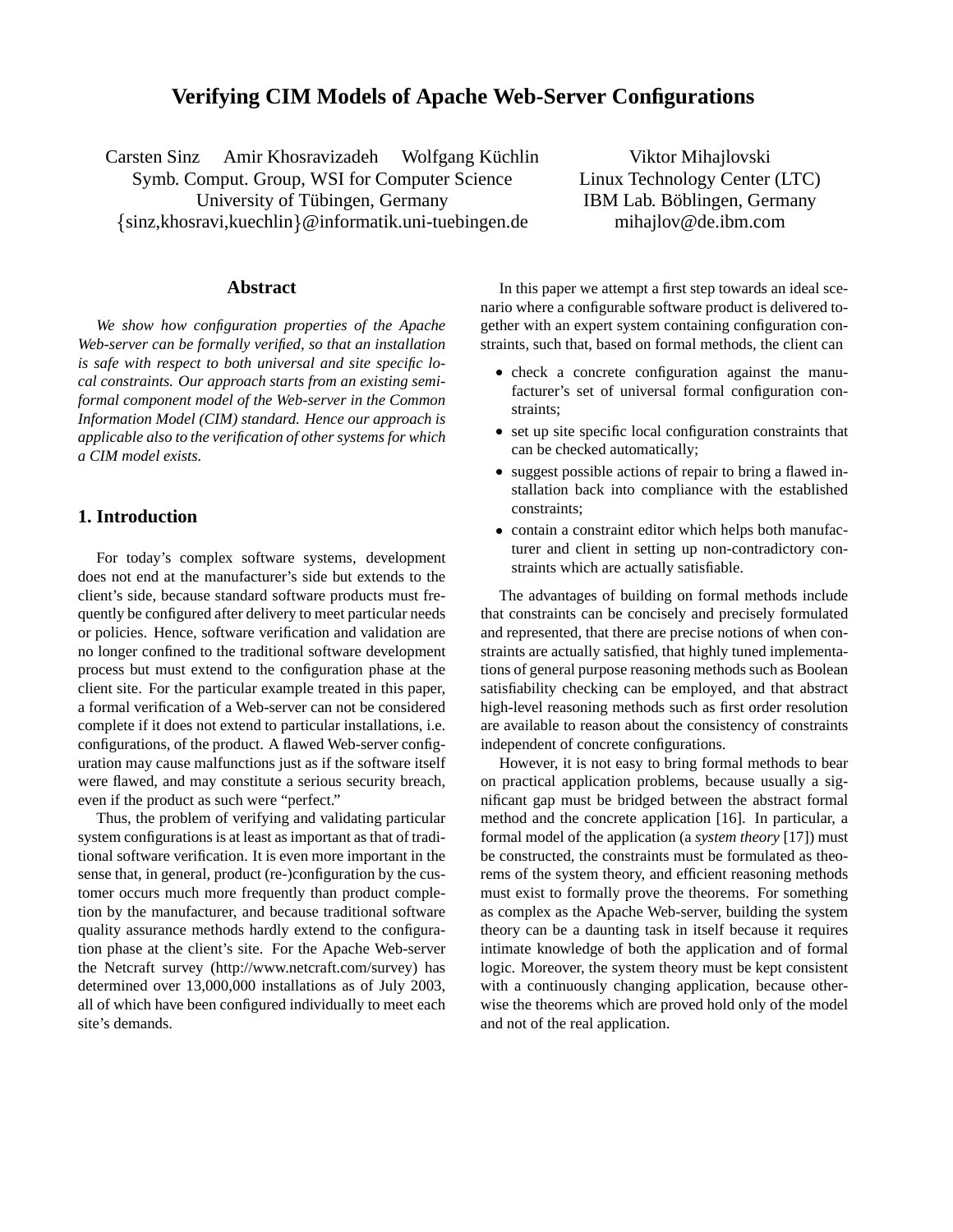# Verifying CIM Models of Apache Web-Server Configurations

Carsten Sinz  Amir Khosravizadeh  Wolfgang Küchlin
Symb. Comput. Group, WSI for Computer Science
University of Tübingen, Germany
{sinz,khosravi,kuechlin}@informatik.uni-tuebingen.de

Viktor Mihajlovski
Linux Technology Center (LTC)
IBM Lab. Böblingen, Germany
mihajlov@de.ibm.com

## Abstract

*We show how configuration properties of the Apache Web-server can be formally verified, so that an installation is safe with respect to both universal and site specific local constraints. Our approach starts from an existing semi-formal component model of the Web-server in the Common Information Model (CIM) standard. Hence our approach is applicable also to the verification of other systems for which a CIM model exists.*

## 1. Introduction

For today's complex software systems, development does not end at the manufacturer's side but extends to the client's side, because standard software products must frequently be configured after delivery to meet particular needs or policies. Hence, software verification and validation are no longer confined to the traditional software development process but must extend to the configuration phase at the client site. For the particular example treated in this paper, a formal verification of a Web-server can not be considered complete if it does not extend to particular installations, i.e. configurations, of the product. A flawed Web-server configuration may cause malfunctions just as if the software itself were flawed, and may constitute a serious security breach, even if the product as such were "perfect."

Thus, the problem of verifying and validating particular system configurations is at least as important as that of traditional software verification. It is even more important in the sense that, in general, product (re-)configuration by the customer occurs much more frequently than product completion by the manufacturer, and because traditional software quality assurance methods hardly extend to the configuration phase at the client's site. For the Apache Web-server the Netcraft survey (http://www.netcraft.com/survey) has determined over 13,000,000 installations as of July 2003, all of which have been configured individually to meet each site's demands.

In this paper we attempt a first step towards an ideal scenario where a configurable software product is delivered together with an expert system containing configuration constraints, such that, based on formal methods, the client can

- check a concrete configuration against the manufacturer's set of universal formal configuration constraints;
- set up site specific local configuration constraints that can be checked automatically;
- suggest possible actions of repair to bring a flawed installation back into compliance with the established constraints;
- contain a constraint editor which helps both manufacturer and client in setting up non-contradictory constraints which are actually satisfiable.

The advantages of building on formal methods include that constraints can be concisely and precisely formulated and represented, that there are precise notions of when constraints are actually satisfied, that highly tuned implementations of general purpose reasoning methods such as Boolean satisfiability checking can be employed, and that abstract high-level reasoning methods such as first order resolution are available to reason about the consistency of constraints independent of concrete configurations.

However, it is not easy to bring formal methods to bear on practical application problems, because usually a significant gap must be bridged between the abstract formal method and the concrete application [16]. In particular, a formal model of the application (a *system theory* [17]) must be constructed, the constraints must be formulated as theorems of the system theory, and efficient reasoning methods must exist to formally prove the theorems. For something as complex as the Apache Web-server, building the system theory can be a daunting task in itself because it requires intimate knowledge of both the application and of formal logic. Moreover, the system theory must be kept consistent with a continuously changing application, because otherwise the theorems which are proved hold only of the model and not of the real application.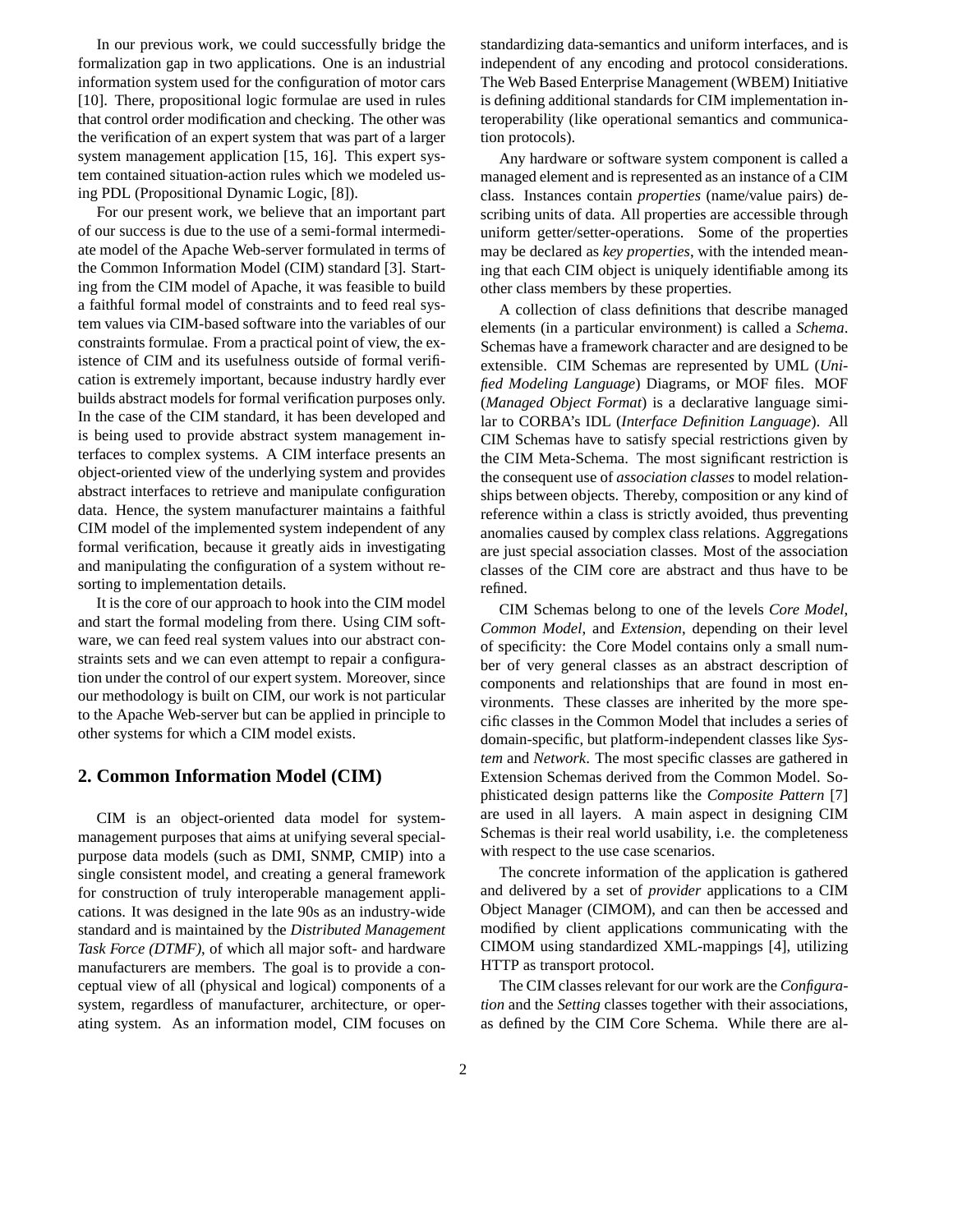In our previous work, we could successfully bridge the formalization gap in two applications. One is an industrial information system used for the configuration of motor cars [10]. There, propositional logic formulae are used in rules that control order modification and checking. The other was the verification of an expert system that was part of a larger system management application [15, 16]. This expert system contained situation-action rules which we modeled using PDL (Propositional Dynamic Logic, [8]).

For our present work, we believe that an important part of our success is due to the use of a semi-formal intermediate model of the Apache Web-server formulated in terms of the Common Information Model (CIM) standard [3]. Starting from the CIM model of Apache, it was feasible to build a faithful formal model of constraints and to feed real system values via CIM-based software into the variables of our constraints formulae. From a practical point of view, the existence of CIM and its usefulness outside of formal verification is extremely important, because industry hardly ever builds abstract models for formal verification purposes only. In the case of the CIM standard, it has been developed and is being used to provide abstract system management interfaces to complex systems. A CIM interface presents an object-oriented view of the underlying system and provides abstract interfaces to retrieve and manipulate configuration data. Hence, the system manufacturer maintains a faithful CIM model of the implemented system independent of any formal verification, because it greatly aids in investigating and manipulating the configuration of a system without resorting to implementation details.

It is the core of our approach to hook into the CIM model and start the formal modeling from there. Using CIM software, we can feed real system values into our abstract constraints sets and we can even attempt to repair a configuration under the control of our expert system. Moreover, since our methodology is built on CIM, our work is not particular to the Apache Web-server but can be applied in principle to other systems for which a CIM model exists.

## 2. Common Information Model (CIM)

CIM is an object-oriented data model for system-management purposes that aims at unifying several special-purpose data models (such as DMI, SNMP, CMIP) into a single consistent model, and creating a general framework for construction of truly interoperable management applications. It was designed in the late 90s as an industry-wide standard and is maintained by the *Distributed Management Task Force (DTMF)*, of which all major soft- and hardware manufacturers are members. The goal is to provide a conceptual view of all (physical and logical) components of a system, regardless of manufacturer, architecture, or operating system. As an information model, CIM focuses on standardizing data-semantics and uniform interfaces, and is independent of any encoding and protocol considerations. The Web Based Enterprise Management (WBEM) Initiative is defining additional standards for CIM implementation interoperability (like operational semantics and communication protocols).

Any hardware or software system component is called a managed element and is represented as an instance of a CIM class. Instances contain *properties* (name/value pairs) describing units of data. All properties are accessible through uniform getter/setter-operations. Some of the properties may be declared as *key properties*, with the intended meaning that each CIM object is uniquely identifiable among its other class members by these properties.

A collection of class definitions that describe managed elements (in a particular environment) is called a *Schema*. Schemas have a framework character and are designed to be extensible. CIM Schemas are represented by UML (*Unified Modeling Language*) Diagrams, or MOF files. MOF (*Managed Object Format*) is a declarative language similar to CORBA's IDL (*Interface Definition Language*). All CIM Schemas have to satisfy special restrictions given by the CIM Meta-Schema. The most significant restriction is the consequent use of *association classes* to model relationships between objects. Thereby, composition or any kind of reference within a class is strictly avoided, thus preventing anomalies caused by complex class relations. Aggregations are just special association classes. Most of the association classes of the CIM core are abstract and thus have to be refined.

CIM Schemas belong to one of the levels *Core Model*, *Common Model*, and *Extension*, depending on their level of specificity: the Core Model contains only a small number of very general classes as an abstract description of components and relationships that are found in most environments. These classes are inherited by the more specific classes in the Common Model that includes a series of domain-specific, but platform-independent classes like *System* and *Network*. The most specific classes are gathered in Extension Schemas derived from the Common Model. Sophisticated design patterns like the *Composite Pattern* [7] are used in all layers. A main aspect in designing CIM Schemas is their real world usability, i.e. the completeness with respect to the use case scenarios.

The concrete information of the application is gathered and delivered by a set of *provider* applications to a CIM Object Manager (CIMOM), and can then be accessed and modified by client applications communicating with the CIMOM using standardized XML-mappings [4], utilizing HTTP as transport protocol.

The CIM classes relevant for our work are the *Configuration* and the *Setting* classes together with their associations, as defined by the CIM Core Schema. While there are al-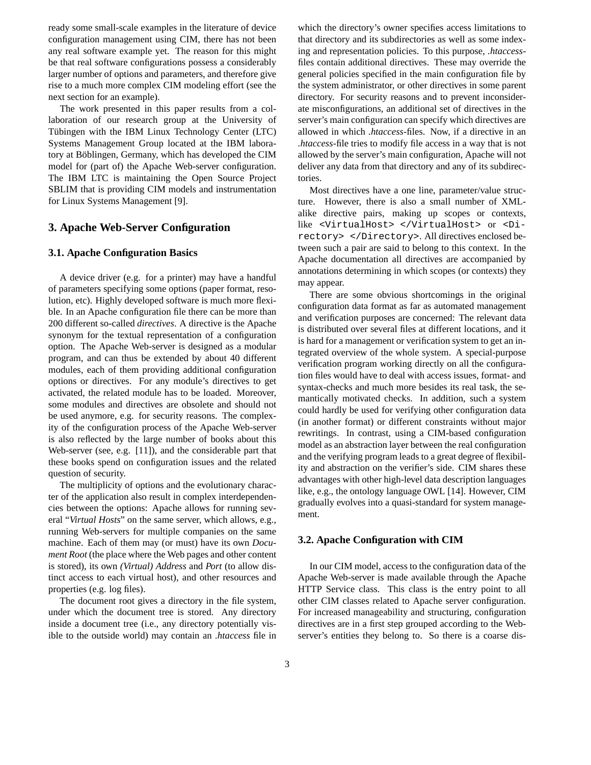ready some small-scale examples in the literature of device configuration management using CIM, there has not been any real software example yet. The reason for this might be that real software configurations possess a considerably larger number of options and parameters, and therefore give rise to a much more complex CIM modeling effort (see the next section for an example).

The work presented in this paper results from a collaboration of our research group at the University of Tübingen with the IBM Linux Technology Center (LTC) Systems Management Group located at the IBM laboratory at Böblingen, Germany, which has developed the CIM model for (part of) the Apache Web-server configuration. The IBM LTC is maintaining the Open Source Project SBLIM that is providing CIM models and instrumentation for Linux Systems Management [9].

## 3. Apache Web-Server Configuration

### 3.1. Apache Configuration Basics

A device driver (e.g. for a printer) may have a handful of parameters specifying some options (paper format, resolution, etc). Highly developed software is much more flexible. In an Apache configuration file there can be more than 200 different so-called *directives*. A directive is the Apache synonym for the textual representation of a configuration option. The Apache Web-server is designed as a modular program, and can thus be extended by about 40 different modules, each of them providing additional configuration options or directives. For any module's directives to get activated, the related module has to be loaded. Moreover, some modules and directives are obsolete and should not be used anymore, e.g. for security reasons. The complexity of the configuration process of the Apache Web-server is also reflected by the large number of books about this Web-server (see, e.g. [11]), and the considerable part that these books spend on configuration issues and the related question of security.

The multiplicity of options and the evolutionary character of the application also result in complex interdependencies between the options: Apache allows for running several "*Virtual Hosts*" on the same server, which allows, e.g., running Web-servers for multiple companies on the same machine. Each of them may (or must) have its own *Document Root* (the place where the Web pages and other content is stored), its own *(Virtual) Address* and *Port* (to allow distinct access to each virtual host), and other resources and properties (e.g. log files).

The document root gives a directory in the file system, under which the document tree is stored. Any directory inside a document tree (i.e., any directory potentially visible to the outside world) may contain an *.htaccess* file in which the directory's owner specifies access limitations to that directory and its subdirectories as well as some indexing and representation policies. To this purpose, *.htaccess*-files contain additional directives. These may override the general policies specified in the main configuration file by the system administrator, or other directives in some parent directory. For security reasons and to prevent inconsiderate misconfigurations, an additional set of directives in the server's main configuration can specify which directives are allowed in which *.htaccess*-files. Now, if a directive in an *.htaccess*-file tries to modify file access in a way that is not allowed by the server's main configuration, Apache will not deliver any data from that directory and any of its subdirectories.

Most directives have a one line, parameter/value structure. However, there is also a small number of XML-alike directive pairs, making up scopes or contexts, like `<VirtualHost> </VirtualHost>` or `<Directory> </Directory>`. All directives enclosed between such a pair are said to belong to this context. In the Apache documentation all directives are accompanied by annotations determining in which scopes (or contexts) they may appear.

There are some obvious shortcomings in the original configuration data format as far as automated management and verification purposes are concerned: The relevant data is distributed over several files at different locations, and it is hard for a management or verification system to get an integrated overview of the whole system. A special-purpose verification program working directly on all the configuration files would have to deal with access issues, format- and syntax-checks and much more besides its real task, the semantically motivated checks. In addition, such a system could hardly be used for verifying other configuration data (in another format) or different constraints without major rewritings. In contrast, using a CIM-based configuration model as an abstraction layer between the real configuration and the verifying program leads to a great degree of flexibility and abstraction on the verifier's side. CIM shares these advantages with other high-level data description languages like, e.g., the ontology language OWL [14]. However, CIM gradually evolves into a quasi-standard for system management.

### 3.2. Apache Configuration with CIM

In our CIM model, access to the configuration data of the Apache Web-server is made available through the Apache HTTP Service class. This class is the entry point to all other CIM classes related to Apache server configuration. For increased manageability and structuring, configuration directives are in a first step grouped according to the Web-server's entities they belong to. So there is a coarse dis-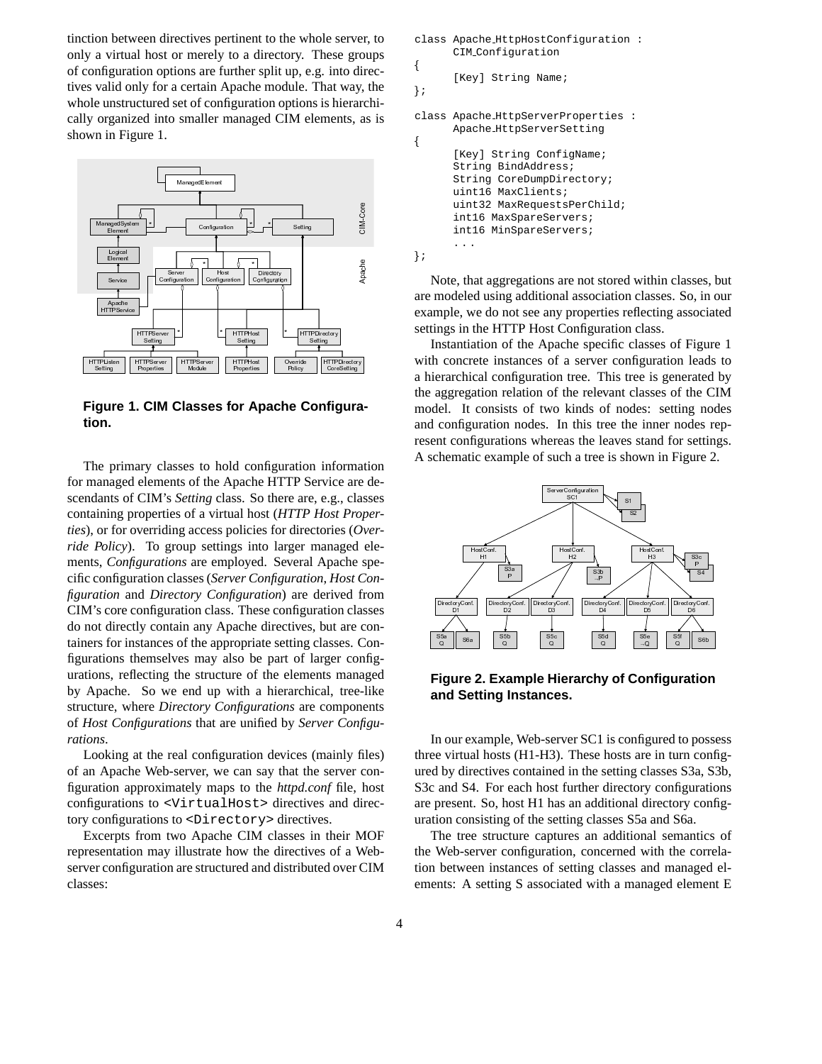tinction between directives pertinent to the whole server, to only a virtual host or merely to a directory. These groups of configuration options are further split up, e.g. into directives valid only for a certain Apache module. That way, the whole unstructured set of configuration options is hierarchically organized into smaller managed CIM elements, as is shown in Figure 1.

**Figure 1. CIM Classes for Apache Configuration.**

The primary classes to hold configuration information for managed elements of the Apache HTTP Service are descendants of CIM's *Setting* class. So there are, e.g., classes containing properties of a virtual host (*HTTP Host Properties*), or for overriding access policies for directories (*Override Policy*). To group settings into larger managed elements, *Configurations* are employed. Several Apache specific configuration classes (*Server Configuration*, *Host Configuration* and *Directory Configuration*) are derived from CIM's core configuration class. These configuration classes do not directly contain any Apache directives, but are containers for instances of the appropriate setting classes. Configurations themselves may also be part of larger configurations, reflecting the structure of the elements managed by Apache. So we end up with a hierarchical, tree-like structure, where *Directory Configurations* are components of *Host Configurations* that are unified by *Server Configurations*.

Looking at the real configuration devices (mainly files) of an Apache Web-server, we can say that the server configuration approximately maps to the *httpd.conf* file, host configurations to `<VirtualHost>` directives and directory configurations to `<Directory>` directives.

Excerpts from two Apache CIM classes in their MOF representation may illustrate how the directives of a Web-server configuration are structured and distributed over CIM classes:

```
class Apache_HttpHostConfiguration :
      CIM_Configuration
{
      [Key] String Name;
};

class Apache_HttpServerProperties :
      Apache_HttpServerSetting
{
      [Key] String ConfigName;
      String BindAddress;
      String CoreDumpDirectory;
      uint16 MaxClients;
      uint32 MaxRequestsPerChild;
      int16 MaxSpareServers;
      int16 MinSpareServers;
      ...
};
```

Note, that aggregations are not stored within classes, but are modeled using additional association classes. So, in our example, we do not see any properties reflecting associated settings in the HTTP Host Configuration class.

Instantiation of the Apache specific classes of Figure 1 with concrete instances of a server configuration leads to a hierarchical configuration tree. This tree is generated by the aggregation relation of the relevant classes of the CIM model. It consists of two kinds of nodes: setting nodes and configuration nodes. In this tree the inner nodes represent configurations whereas the leaves stand for settings. A schematic example of such a tree is shown in Figure 2.

**Figure 2. Example Hierarchy of Configuration and Setting Instances.**

In our example, Web-server SC1 is configured to possess three virtual hosts (H1-H3). These hosts are in turn configured by directives contained in the setting classes S3a, S3b, S3c and S4. For each host further directory configurations are present. So, host H1 has an additional directory configuration consisting of the setting classes S5a and S6a.

The tree structure captures an additional semantics of the Web-server configuration, concerned with the correlation between instances of setting classes and managed elements: A setting S associated with a managed element E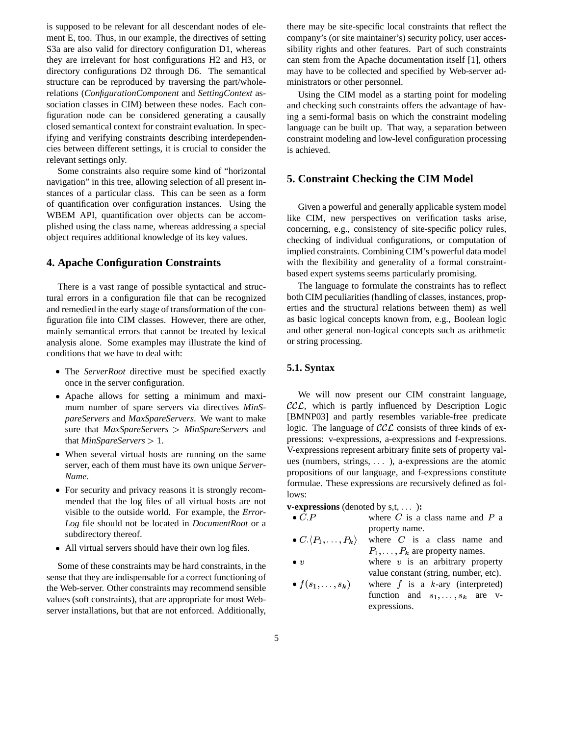is supposed to be relevant for all descendant nodes of element E, too. Thus, in our example, the directives of setting S3a are also valid for directory configuration D1, whereas they are irrelevant for host configurations H2 and H3, or directory configurations D2 through D6. The semantical structure can be reproduced by traversing the part/whole-relations (*ConfigurationComponent* and *SettingContext* association classes in CIM) between these nodes. Each configuration node can be considered generating a causally closed semantical context for constraint evaluation. In specifying and verifying constraints describing interdependencies between different settings, it is crucial to consider the relevant settings only.

Some constraints also require some kind of "horizontal navigation" in this tree, allowing selection of all present instances of a particular class. This can be seen as a form of quantification over configuration instances. Using the WBEM API, quantification over objects can be accomplished using the class name, whereas addressing a special object requires additional knowledge of its key values.

## 4. Apache Configuration Constraints

There is a vast range of possible syntactical and structural errors in a configuration file that can be recognized and remedied in the early stage of transformation of the configuration file into CIM classes. However, there are other, mainly semantical errors that cannot be treated by lexical analysis alone. Some examples may illustrate the kind of conditions that we have to deal with:

- The *ServerRoot* directive must be specified exactly once in the server configuration.
- Apache allows for setting a minimum and maximum number of spare servers via directives *MinSpareServers* and *MaxSpareServers*. We want to make sure that *MaxSpareServers* $>$ *MinSpareServers* and that *MinSpareServers* $> 1$.
- When several virtual hosts are running on the same server, each of them must have its own unique *ServerName*.
- For security and privacy reasons it is strongly recommended that the log files of all virtual hosts are not visible to the outside world. For example, the *ErrorLog* file should not be located in *DocumentRoot* or a subdirectory thereof.
- All virtual servers should have their own log files.

Some of these constraints may be hard constraints, in the sense that they are indispensable for a correct functioning of the Web-server. Other constraints may recommend sensible values (soft constraints), that are appropriate for most Web-server installations, but that are not enforced. Additionally, there may be site-specific local constraints that reflect the company's (or site maintainer's) security policy, user accessibility rights and other features. Part of such constraints can stem from the Apache documentation itself [1], others may have to be collected and specified by Web-server administrators or other personnel.

Using the CIM model as a starting point for modeling and checking such constraints offers the advantage of having a semi-formal basis on which the constraint modeling language can be built up. That way, a separation between constraint modeling and low-level configuration processing is achieved.

## 5. Constraint Checking the CIM Model

Given a powerful and generally applicable system model like CIM, new perspectives on verification tasks arise, concerning, e.g., consistency of site-specific policy rules, checking of individual configurations, or computation of implied constraints. Combining CIM's powerful data model with the flexibility and generality of a formal constraint-based expert systems seems particularly promising.

The language to formulate the constraints has to reflect both CIM peculiarities (handling of classes, instances, properties and the structural relations between them) as well as basic logical concepts known from, e.g., Boolean logic and other general non-logical concepts such as arithmetic or string processing.

### 5.1. Syntax

We will now present our CIM constraint language, $\mathcal{CCL}$, which is partly influenced by Description Logic [BMNP03] and partly resembles variable-free predicate logic. The language of $\mathcal{CCL}$ consists of three kinds of expressions: v-expressions, a-expressions and f-expressions. V-expressions represent arbitrary finite sets of property values (numbers, strings, ...), a-expressions are the atomic propositions of our language, and f-expressions constitute formulae. These expressions are recursively defined as follows:

**v-expressions** (denoted by s,t, ... )**:**

- $C.P$ where $C$ is a class name and $P$ a property name.
- $C.\langle P_1, \ldots, P_k \rangle$ where $C$ is a class name and $P_1, \ldots, P_k$ are property names.
- $v$ where $v$ is an arbitrary property value constant (string, number, etc).
- $f(s_1, \ldots, s_k)$ where $f$ is a $k$-ary (interpreted) function and $s_1, \ldots, s_k$ are v-expressions.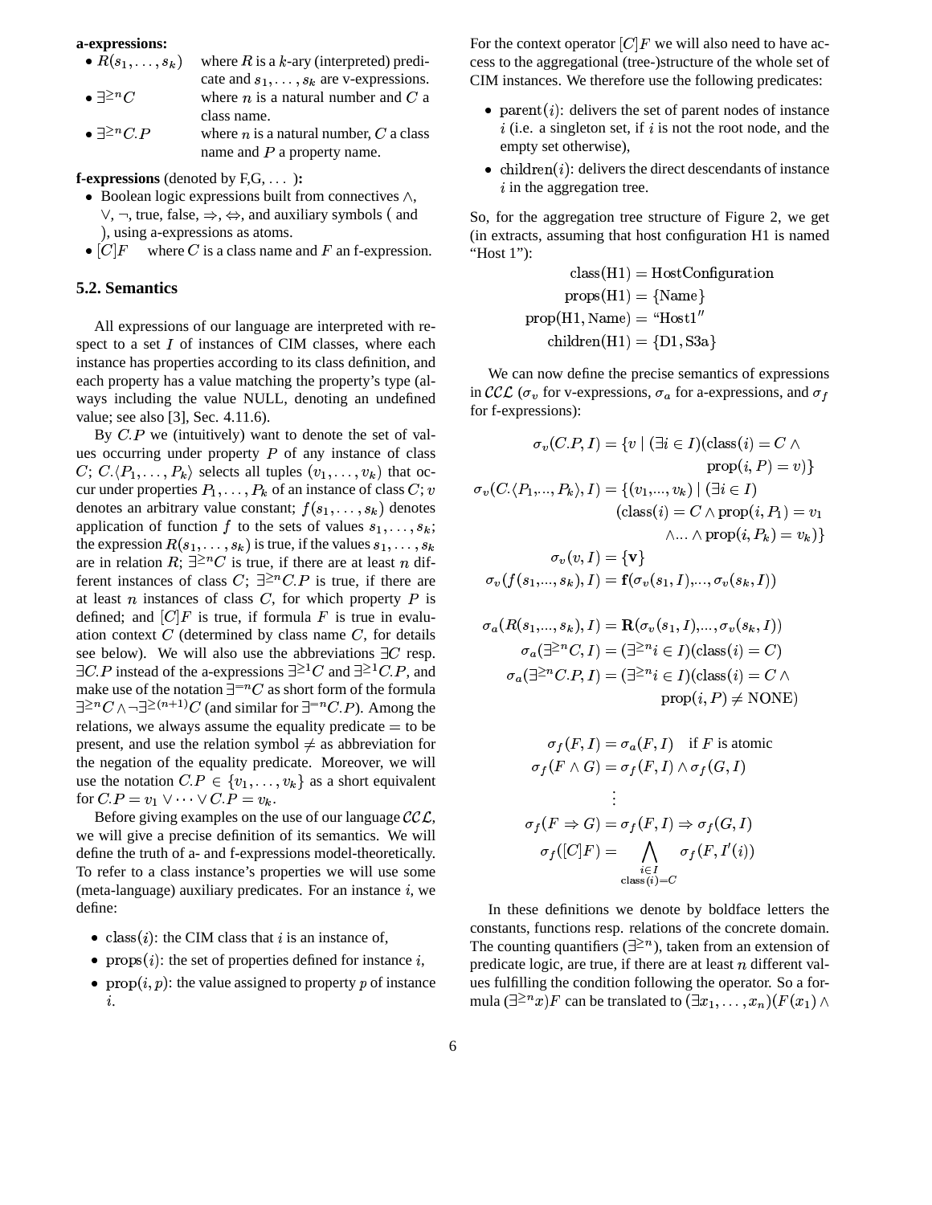**a-expressions:**

- $R(s_1, \ldots, s_k)$ where $R$ is a $k$-ary (interpreted) predicate and $s_1, \ldots, s_k$ are v-expressions.
- $\exists^{\geq n} C$ where $n$ is a natural number and $C$ a class name.
- $\exists^{\geq n} C.P$ where $n$ is a natural number, $C$ a class name and $P$ a property name.

**f-expressions** (denoted by F,G, ... **):**

- Boolean logic expressions built from connectives $\wedge$, $\vee$, $\neg$, true, false, $\Rightarrow$, $\Leftrightarrow$, and auxiliary symbols ( and ), using a-expressions as atoms.
- $[C]F$ where $C$ is a class name and $F$ an f-expression.

### 5.2. Semantics

All expressions of our language are interpreted with respect to a set $I$ of instances of CIM classes, where each instance has properties according to its class definition, and each property has a value matching the property's type (always including the value NULL, denoting an undefined value; see also [3], Sec. 4.11.6).

By $C.P$ we (intuitively) want to denote the set of values occurring under property $P$ of any instance of class $C$; $C.\langle P_1, \ldots, P_k \rangle$ selects all tuples $(v_1, \ldots, v_k)$ that occur under properties $P_1, \ldots, P_k$ of an instance of class $C$; $v$ denotes an arbitrary value constant; $f(s_1, \ldots, s_k)$ denotes application of function $f$ to the sets of values $s_1, \ldots, s_k$; the expression $R(s_1, \ldots, s_k)$ is true, if the values $s_1, \ldots, s_k$ are in relation $R$; $\exists^{\geq n} C$ is true, if there are at least $n$ different instances of class $C$; $\exists^{\geq n} C.P$ is true, if there are at least $n$ instances of class $C$, for which property $P$ is defined; and $[C]F$ is true, if formula $F$ is true in evaluation context $C$ (determined by class name $C$, for details see below). We will also use the abbreviations $\exists C$ resp. $\exists C.P$ instead of the a-expressions $\exists^{\geq 1} C$ and $\exists^{\geq 1} C.P$, and make use of the notation $\exists^{=n} C$ as short form of the formula $\exists^{\geq n} C \wedge \neg \exists^{\geq (n+1)} C$ (and similar for $\exists^{=n} C.P$). Among the relations, we always assume the equality predicate $=$ to be present, and use the relation symbol $\neq$ as abbreviation for the negation of the equality predicate. Moreover, we will use the notation $C.P \in \{v_1, \ldots, v_k\}$ as a short equivalent for $C.P = v_1 \vee \cdots \vee C.P = v_k$.

Before giving examples on the use of our language $\mathcal{CCL}$, we will give a precise definition of its semantics. We will define the truth of a- and f-expressions model-theoretically. To refer to a class instance's properties we will use some (meta-language) auxiliary predicates. For an instance $i$, we define:

- $\mathrm{class}(i)$: the CIM class that $i$ is an instance of,
- $\mathrm{props}(i)$: the set of properties defined for instance $i$,
- $\mathrm{prop}(i, p)$: the value assigned to property $p$ of instance $i$.

For the context operator $[C]F$ we will also need to have access to the aggregational (tree-)structure of the whole set of CIM instances. We therefore use the following predicates:

- $\mathrm{parent}(i)$: delivers the set of parent nodes of instance $i$ (i.e. a singleton set, if $i$ is not the root node, and the empty set otherwise),
- $\mathrm{children}(i)$: delivers the direct descendants of instance $i$ in the aggregation tree.

So, for the aggregation tree structure of Figure 2, we get (in extracts, assuming that host configuration H1 is named "Host 1"):

$$\begin{aligned}
\mathrm{class}(\mathrm{H1}) &= \mathrm{HostConfiguration} \\
\mathrm{props}(\mathrm{H1}) &= \{\mathrm{Name}\} \\
\mathrm{prop}(\mathrm{H1}, \mathrm{Name}) &= \text{“Host1”} \\
\mathrm{children}(\mathrm{H1}) &= \{\mathrm{D1}, \mathrm{S3a}\}
\end{aligned}$$

We can now define the precise semantics of expressions in $\mathcal{CCL}$ ($\sigma_v$ for v-expressions, $\sigma_a$ for a-expressions, and $\sigma_f$ for f-expressions):

$$\begin{aligned}
\sigma_v(C.P, I) &= \{v \mid (\exists i \in I)(\mathrm{class}(i) = C \wedge \\
&\qquad \mathrm{prop}(i, P) = v)\} \\
\sigma_v(C.\langle P_1, \ldots, P_k \rangle, I) &= \{(v_1, \ldots, v_k) \mid (\exists i \in I) \\
&\qquad (\mathrm{class}(i) = C \wedge \mathrm{prop}(i, P_1) = v_1 \\
&\qquad \wedge \ldots \wedge \mathrm{prop}(i, P_k) = v_k)\} \\
\sigma_v(v, I) &= \{\mathbf{v}\} \\
\sigma_v(f(s_1, \ldots, s_k), I) &= \mathbf{f}(\sigma_v(s_1, I), \ldots, \sigma_v(s_k, I))
\end{aligned}$$

$$\begin{aligned}
\sigma_a(R(s_1, \ldots, s_k), I) &= \mathbf{R}(\sigma_v(s_1, I), \ldots, \sigma_v(s_k, I)) \\
\sigma_a(\exists^{\geq n} C, I) &= (\exists^{\geq n} i \in I)(\mathrm{class}(i) = C) \\
\sigma_a(\exists^{\geq n} C.P, I) &= (\exists^{\geq n} i \in I)(\mathrm{class}(i) = C \wedge \\
&\qquad \mathrm{prop}(i, P) \neq \mathrm{NONE})
\end{aligned}$$

$$\begin{aligned}
\sigma_f(F, I) &= \sigma_a(F, I) \quad \text{if } F \text{ is atomic} \\
\sigma_f(F \wedge G) &= \sigma_f(F, I) \wedge \sigma_f(G, I) \\
&\vdots \\
\sigma_f(F \Rightarrow G) &= \sigma_f(F, I) \Rightarrow \sigma_f(G, I) \\
\sigma_f([C]F) &= \bigwedge_{\substack{i \in I \\ \mathrm{class}(i) = C}} \sigma_f(F, I'(i))
\end{aligned}$$

In these definitions we denote by boldface letters the constants, functions resp. relations of the concrete domain. The counting quantifiers ($\exists^{\geq n}$), taken from an extension of predicate logic, are true, if there are at least $n$ different values fulfilling the condition following the operator. So a formula $(\exists^{\geq n} x)F$ can be translated to $(\exists x_1, \ldots, x_n)(F(x_1) \wedge$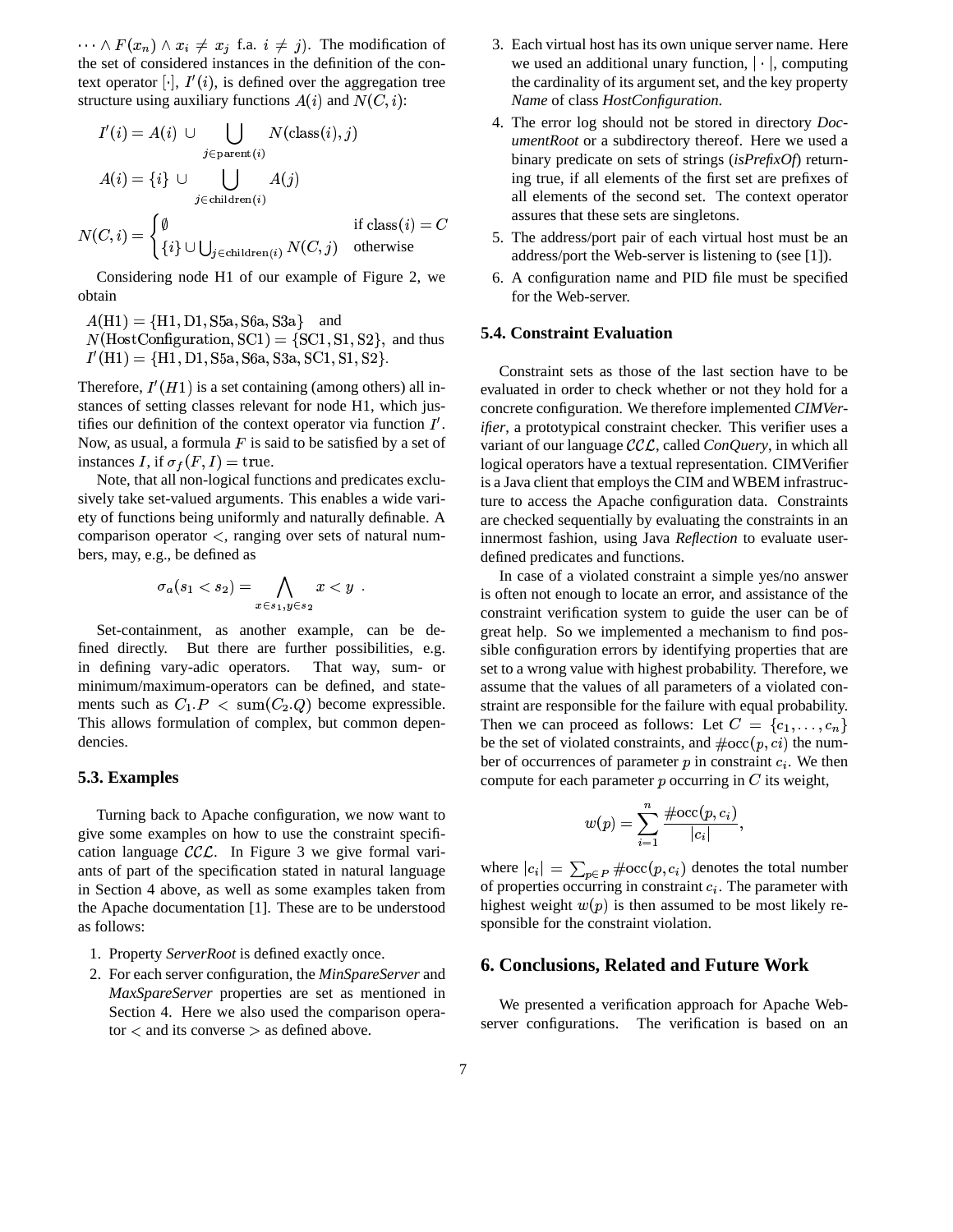$\cdots \wedge F(x_n) \wedge x_i \neq x_j$ f.a. $i \neq j$). The modification of the set of considered instances in the definition of the context operator $[\cdot]$, $I'(i)$, is defined over the aggregation tree structure using auxiliary functions $A(i)$ and $N(C, i)$:

$$I'(i) = A(i) \cup \bigcup_{j \in \text{parent}(i)} N(\text{class}(i), j)$$

$$A(i) = \{i\} \cup \bigcup_{j \in \text{children}(i)} A(j)$$

$$N(C, i) = \begin{cases} \emptyset & \text{if class}(i) = C \\ \{i\} \cup \bigcup_{j \in \text{children}(i)} N(C, j) & \text{otherwise} \end{cases}$$

Considering node H1 of our example of Figure 2, we obtain

$A(\text{H1}) = \{\text{H1}, \text{D1}, \text{S5a}, \text{S6a}, \text{S3a}\}$ and
$N(\text{HostConfiguration}, \text{SC1}) = \{\text{SC1}, \text{S1}, \text{S2}\}$, and thus
$I'(\text{H1}) = \{\text{H1}, \text{D1}, \text{S5a}, \text{S6a}, \text{S3a}, \text{SC1}, \text{S1}, \text{S2}\}$.

Therefore, $I'(H1)$ is a set containing (among others) all instances of setting classes relevant for node H1, which justifies our definition of the context operator via function $I'$. Now, as usual, a formula $F$ is said to be satisfied by a set of instances $I$, if $\sigma_f(F, I) = \text{true}$.

Note, that all non-logical functions and predicates exclusively take set-valued arguments. This enables a wide variety of functions being uniformly and naturally definable. A comparison operator $<$, ranging over sets of natural numbers, may, e.g., be defined as

$$\sigma_a(s_1 < s_2) = \bigwedge_{x \in s_1, y \in s_2} x < y \ .$$

Set-containment, as another example, can be defined directly. But there are further possibilities, e.g. in defining vary-adic operators. That way, sum- or minimum/maximum-operators can be defined, and statements such as $C_1.P < \text{sum}(C_2.Q)$ become expressible. This allows formulation of complex, but common dependencies.

### 5.3. Examples

Turning back to Apache configuration, we now want to give some examples on how to use the constraint specification language $\mathcal{CCL}$. In Figure 3 we give formal variants of part of the specification stated in natural language in Section 4 above, as well as some examples taken from the Apache documentation [1]. These are to be understood as follows:

1. Property *ServerRoot* is defined exactly once.
2. For each server configuration, the *MinSpareServer* and *MaxSpareServer* properties are set as mentioned in Section 4. Here we also used the comparison operator $<$ and its converse $>$ as defined above.
3. Each virtual host has its own unique server name. Here we used an additional unary function, $|\cdot|$, computing the cardinality of its argument set, and the key property *Name* of class *HostConfiguration*.
4. The error log should not be stored in directory *DocumentRoot* or a subdirectory thereof. Here we used a binary predicate on sets of strings (*isPrefixOf*) returning true, if all elements of the first set are prefixes of all elements of the second set. The context operator assures that these sets are singletons.
5. The address/port pair of each virtual host must be an address/port the Web-server is listening to (see [1]).
6. A configuration name and PID file must be specified for the Web-server.

### 5.4. Constraint Evaluation

Constraint sets as those of the last section have to be evaluated in order to check whether or not they hold for a concrete configuration. We therefore implemented *CIMVerifier*, a prototypical constraint checker. This verifier uses a variant of our language $\mathcal{CCL}$, called *ConQuery*, in which all logical operators have a textual representation. CIMVerifier is a Java client that employs the CIM and WBEM infrastructure to access the Apache configuration data. Constraints are checked sequentially by evaluating the constraints in an innermost fashion, using Java *Reflection* to evaluate user-defined predicates and functions.

In case of a violated constraint a simple yes/no answer is often not enough to locate an error, and assistance of the constraint verification system to guide the user can be of great help. So we implemented a mechanism to find possible configuration errors by identifying properties that are set to a wrong value with highest probability. Therefore, we assume that the values of all parameters of a violated constraint are responsible for the failure with equal probability. Then we can proceed as follows: Let $C = \{c_1, \ldots, c_n\}$ be the set of violated constraints, and $\#\text{occ}(p, ci)$ the number of occurrences of parameter $p$ in constraint $c_i$. We then compute for each parameter $p$ occurring in $C$ its weight,

$$w(p) = \sum_{i=1}^{n} \frac{\#\text{occ}(p, c_i)}{|c_i|},$$

where $|c_i| = \sum_{p \in P} \#\text{occ}(p, c_i)$ denotes the total number of properties occurring in constraint $c_i$. The parameter with highest weight $w(p)$ is then assumed to be most likely responsible for the constraint violation.

## 6. Conclusions, Related and Future Work

We presented a verification approach for Apache Web-server configurations. The verification is based on an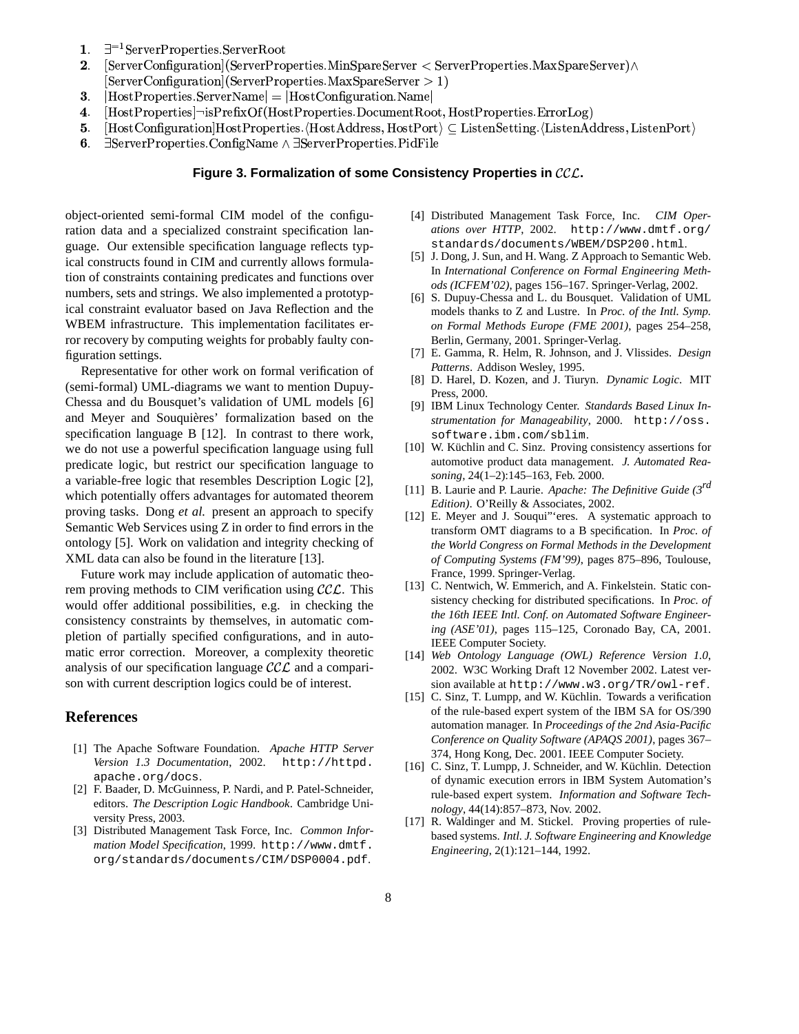1. $\exists^{=1}$ServerProperties.ServerRoot
2. [ServerConfiguration](ServerProperties.MinSpareServer < ServerProperties.MaxSpareServer)$\wedge$ [ServerConfiguration](ServerProperties.MaxSpareServer > 1)
3. |HostProperties.ServerName| = |HostConfiguration.Name|
4. [HostProperties]$\neg$isPrefixOf(HostProperties.DocumentRoot, HostProperties.ErrorLog)
5. [HostConfiguration]HostProperties.$\langle$HostAddress, HostPort$\rangle$ $\subseteq$ ListenSetting.$\langle$ListenAddress, ListenPort$\rangle$
6. $\exists$ServerProperties.ConfigName $\wedge$ $\exists$ServerProperties.PidFile

**Figure 3. Formalization of some Consistency Properties in $\mathcal{CCL}$.**

object-oriented semi-formal CIM model of the configuration data and a specialized constraint specification language. Our extensible specification language reflects typical constructs found in CIM and currently allows formulation of constraints containing predicates and functions over numbers, sets and strings. We also implemented a prototypical constraint evaluator based on Java Reflection and the WBEM infrastructure. This implementation facilitates error recovery by computing weights for probably faulty configuration settings.

Representative for other work on formal verification of (semi-formal) UML-diagrams we want to mention Dupuy-Chessa and du Bousquet's validation of UML models [6] and Meyer and Souquières' formalization based on the specification language B [12]. In contrast to there work, we do not use a powerful specification language using full predicate logic, but restrict our specification language to a variable-free logic that resembles Description Logic [2], which potentially offers advantages for automated theorem proving tasks. Dong *et al.* present an approach to specify Semantic Web Services using Z in order to find errors in the ontology [5]. Work on validation and integrity checking of XML data can also be found in the literature [13].

Future work may include application of automatic theorem proving methods to CIM verification using $\mathcal{CCL}$. This would offer additional possibilities, e.g. in checking the consistency constraints by themselves, in automatic completion of partially specified configurations, and in automatic error correction. Moreover, a complexity theoretic analysis of our specification language $\mathcal{CCL}$ and a comparison with current description logics could be of interest.

## References

[1] The Apache Software Foundation. *Apache HTTP Server Version 1.3 Documentation*, 2002. http://httpd.apache.org/docs.

[2] F. Baader, D. McGuinness, P. Nardi, and P. Patel-Schneider, editors. *The Description Logic Handbook*. Cambridge University Press, 2003.

[3] Distributed Management Task Force, Inc. *Common Information Model Specification*, 1999. http://www.dmtf.org/standards/documents/CIM/DSP0004.pdf.

[4] Distributed Management Task Force, Inc. *CIM Operations over HTTP*, 2002. http://www.dmtf.org/standards/documents/WBEM/DSP200.html.

[5] J. Dong, J. Sun, and H. Wang. Z Approach to Semantic Web. In *International Conference on Formal Engineering Methods (ICFEM'02)*, pages 156–167. Springer-Verlag, 2002.

[6] S. Dupuy-Chessa and L. du Bousquet. Validation of UML models thanks to Z and Lustre. In *Proc. of the Intl. Symp. on Formal Methods Europe (FME 2001)*, pages 254–258, Berlin, Germany, 2001. Springer-Verlag.

[7] E. Gamma, R. Helm, R. Johnson, and J. Vlissides. *Design Patterns*. Addison Wesley, 1995.

[8] D. Harel, D. Kozen, and J. Tiuryn. *Dynamic Logic*. MIT Press, 2000.

[9] IBM Linux Technology Center. *Standards Based Linux Instrumentation for Manageability*, 2000. http://oss.software.ibm.com/sblim.

[10] W. Küchlin and C. Sinz. Proving consistency assertions for automotive product data management. *J. Automated Reasoning*, 24(1–2):145–163, Feb. 2000.

[11] B. Laurie and P. Laurie. *Apache: The Definitive Guide (3rd Edition)*. O'Reilly & Associates, 2002.

[12] E. Meyer and J. Souqui"'eres. A systematic approach to transform OMT diagrams to a B specification. In *Proc. of the World Congress on Formal Methods in the Development of Computing Systems (FM'99)*, pages 875–896, Toulouse, France, 1999. Springer-Verlag.

[13] C. Nentwich, W. Emmerich, and A. Finkelstein. Static consistency checking for distributed specifications. In *Proc. of the 16th IEEE Intl. Conf. on Automated Software Engineering (ASE'01)*, pages 115–125, Coronado Bay, CA, 2001. IEEE Computer Society.

[14] *Web Ontology Language (OWL) Reference Version 1.0*, 2002. W3C Working Draft 12 November 2002. Latest version available at http://www.w3.org/TR/owl-ref.

[15] C. Sinz, T. Lumpp, and W. Küchlin. Towards a verification of the rule-based expert system of the IBM SA for OS/390 automation manager. In *Proceedings of the 2nd Asia-Pacific Conference on Quality Software (APAQS 2001)*, pages 367–374, Hong Kong, Dec. 2001. IEEE Computer Society.

[16] C. Sinz, T. Lumpp, J. Schneider, and W. Küchlin. Detection of dynamic execution errors in IBM System Automation's rule-based expert system. *Information and Software Technology*, 44(14):857–873, Nov. 2002.

[17] R. Waldinger and M. Stickel. Proving properties of rule-based systems. *Intl. J. Software Engineering and Knowledge Engineering*, 2(1):121–144, 1992.